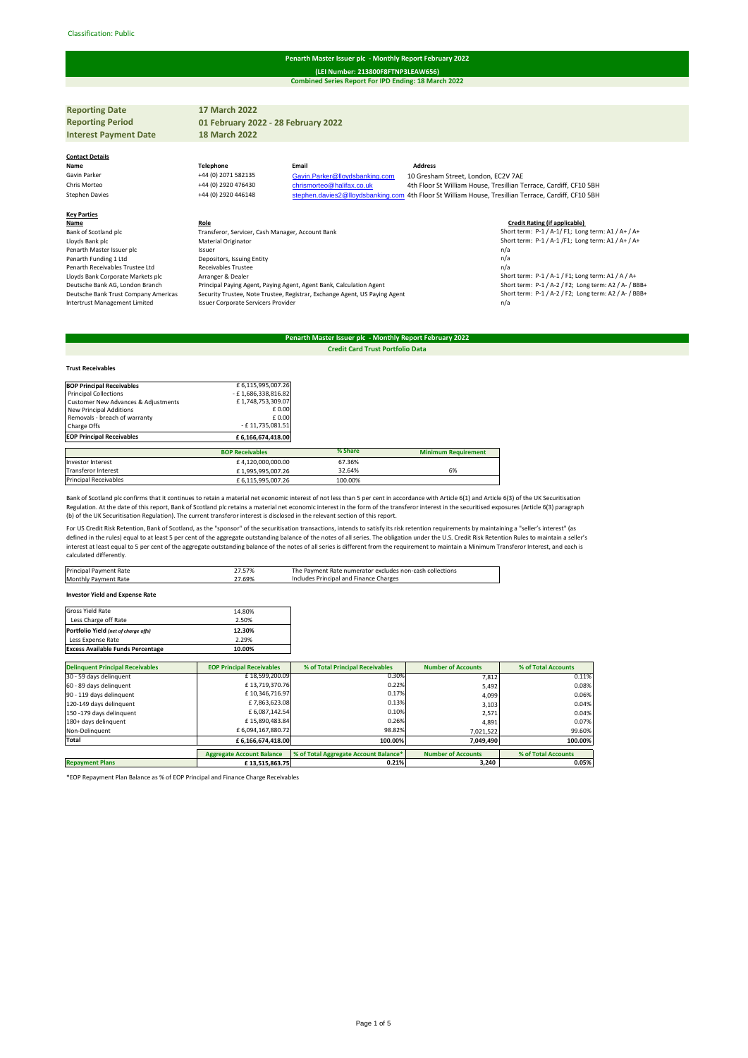Classification: Public

# Penarth Master Issuer plc - Monthly Report February 2022

**(LEI Number: 213800F8FTNP3LEAW656)**

**Combined Series Report For IPD Ending: 18 March 2022**

| | |
|---|---|
| **Reporting Date** | **17 March 2022** |
| **Reporting Period** | **01 February 2022 - 28 February 2022** |
| **Interest Payment Date** | **18 March 2022** |

**Contact Details**

| Name | Telephone | Email | Address |
|---|---|---|---|
| Gavin Parker | +44 (0) 2071 582135 | Gavin.Parker@lloydsbanking.com | 10 Gresham Street, London, EC2V 7AE |
| Chris Morteo | +44 (0) 2920 476430 | chrismorteo@halifax.co.uk | 4th Floor St William House, Tresillian Terrace, Cardiff, CF10 5BH |
| Stephen Davies | +44 (0) 2920 446148 | stephen.davies2@lloydsbanking.com | 4th Floor St William House, Tresillian Terrace, Cardiff, CF10 5BH |

**Key Parties**

| Name | Role | Credit Rating (if applicable) |
|---|---|---|
| Bank of Scotland plc | Transferor, Servicer, Cash Manager, Account Bank | Short term: P-1 / A-1/ F1; Long term: A1 / A+ / A+ |
| Lloyds Bank plc | Material Originator | Short term: P-1 / A-1 /F1; Long term: A1 / A+ / A+ |
| Penarth Master Issuer plc | Issuer | n/a |
| Penarth Funding 1 Ltd | Depositors, Issuing Entity | n/a |
| Penarth Receivables Trustee Ltd | Receivables Trustee | n/a |
| Lloyds Bank Corporate Markets plc | Arranger & Dealer | Short term: P-1 / A-1 / F1; Long term: A1 / A / A+ |
| Deutsche Bank AG, London Branch | Principal Paying Agent, Paying Agent, Agent Bank, Calculation Agent | Short term: P-1 / A-2 / F2; Long term: A2 / A- / BBB+ |
| Deutsche Bank Trust Company Americas | Security Trustee, Note Trustee, Registrar, Exchange Agent, US Paying Agent | Short term: P-1 / A-2 / F2; Long term: A2 / A- / BBB+ |
| Intertrust Management Limited | Issuer Corporate Servicers Provider | n/a |

# Penarth Master Issuer plc - Monthly Report February 2022

**Credit Card Trust Portfolio Data**

**Trust Receivables**

| | |
|---|---|
| **BOP Principal Receivables** | £ 6,115,995,007.26 |
| Principal Collections | - £ 1,686,338,816.82 |
| Customer New Advances & Adjustments | £ 1,748,753,309.07 |
| New Principal Additions | £ 0.00 |
| Removals - breach of warranty | £ 0.00 |
| Charge Offs | - £ 11,735,081.51 |
| **EOP Principal Receivables** | **£ 6,166,674,418.00** |

| | BOP Receivables | % Share | Minimum Requirement |
|---|---|---|---|
| Investor Interest | £ 4,120,000,000.00 | 67.36% | |
| Transferor Interest | £ 1,995,995,007.26 | 32.64% | 6% |
| Principal Receivables | £ 6,115,995,007.26 | 100.00% | |

Bank of Scotland plc confirms that it continues to retain a material net economic interest of not less than 5 per cent in accordance with Article 6(1) and Article 6(3) of the UK Securitisation Regulation. At the date of this report, Bank of Scotland plc retains a material net economic interest in the form of the transferor interest in the securitised exposures (Article 6(3) paragraph (b) of the UK Securitisation Regulation). The current transferor interest is disclosed in the relevant section of this report.

For US Credit Risk Retention, Bank of Scotland, as the "sponsor" of the securitisation transactions, intends to satisfy its risk retention requirements by maintaining a "seller's interest" (as defined in the rules) equal to at least 5 per cent of the aggregate outstanding balance of the notes of all series. The obligation under the U.S. Credit Risk Retention Rules to maintain a seller's interest at least equal to 5 per cent of the aggregate outstanding balance of the notes of all series is different from the requirement to maintain a Minimum Transferor Interest, and each is calculated differently.

| | | |
|---|---|---|
| Principal Payment Rate | 27.57% | The Payment Rate numerator excludes non-cash collections |
| Monthly Payment Rate | 27.69% | Includes Principal and Finance Charges |

**Investor Yield and Expense Rate**

| | |
|---|---|
| Gross Yield Rate | 14.80% |
| Less Charge off Rate | 2.50% |
| **Portfolio Yield** *(net of charge offs)* | **12.30%** |
| Less Expense Rate | 2.29% |
| **Excess Available Funds Percentage** | **10.00%** |

| Delinquent Principal Receivables | EOP Principal Receivables | % of Total Principal Receivables | Number of Accounts | % of Total Accounts |
|---|---|---|---|---|
| 30 - 59 days delinquent | £ 18,599,200.09 | 0.30% | 7,812 | 0.11% |
| 60 - 89 days delinquent | £ 13,719,370.76 | 0.22% | 5,492 | 0.08% |
| 90 - 119 days delinquent | £ 10,346,716.97 | 0.17% | 4,099 | 0.06% |
| 120-149 days delinquent | £ 7,863,623.08 | 0.13% | 3,103 | 0.04% |
| 150 -179 days delinquent | £ 6,087,142.54 | 0.10% | 2,571 | 0.04% |
| 180+ days delinquent | £ 15,890,483.84 | 0.26% | 4,891 | 0.07% |
| Non-Delinquent | £ 6,094,167,880.72 | 98.82% | 7,021,522 | 99.60% |
| **Total** | **£ 6,166,674,418.00** | **100.00%** | **7,049,490** | **100.00%** |

| | Aggregate Account Balance | % of Total Aggregate Account Balance* | Number of Accounts | % of Total Accounts |
|---|---|---|---|---|
| **Repayment Plans** | **£ 13,515,863.75** | **0.21%** | **3,240** | **0.05%** |

*EOP Repayment Plan Balance as % of EOP Principal and Finance Charge Receivables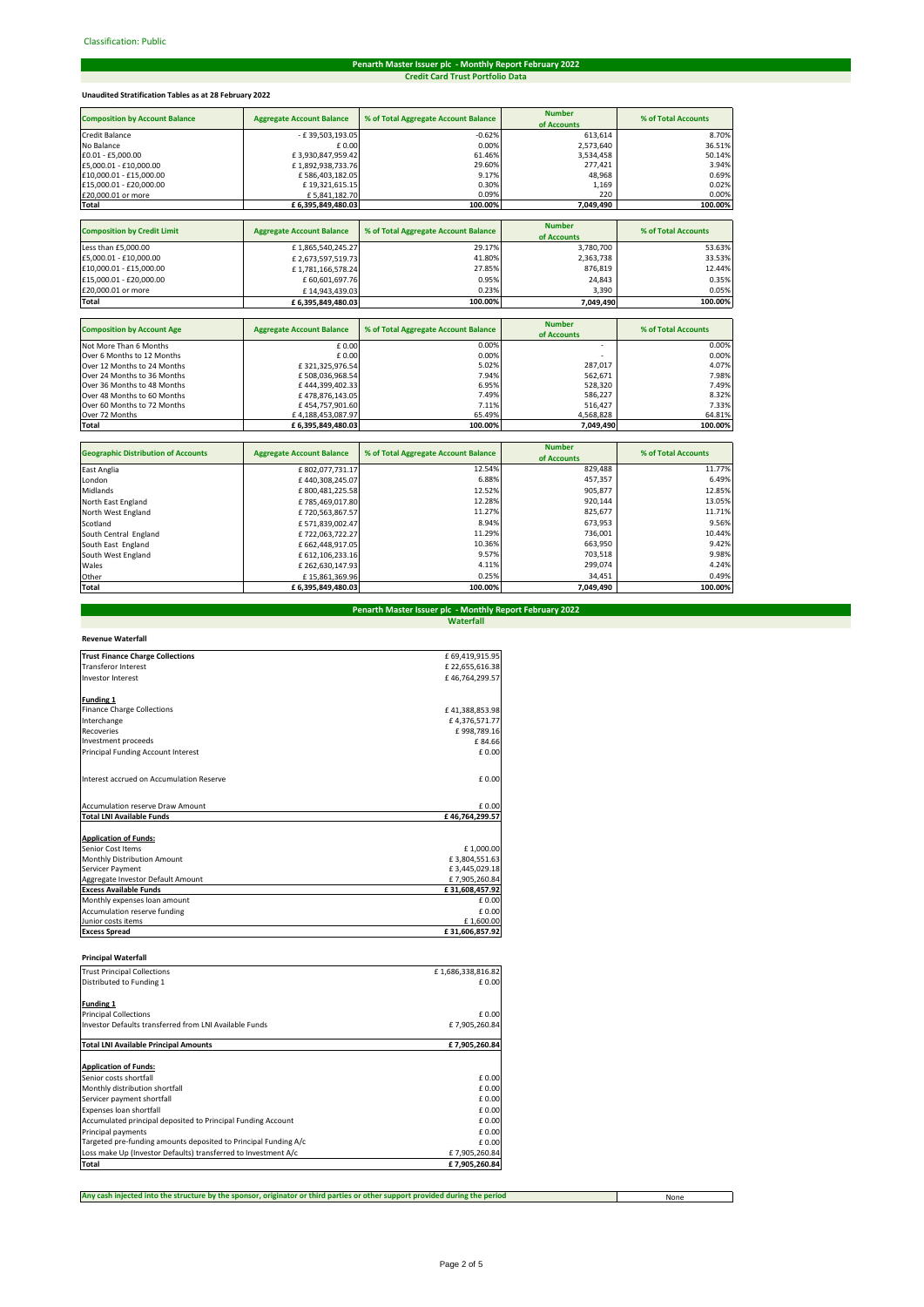Classification: Public

# Penarth Master Issuer plc - Monthly Report February 2022

## Credit Card Trust Portfolio Data

**Unaudited Stratification Tables as at 28 February 2022**

| Composition by Account Balance | Aggregate Account Balance | % of Total Aggregate Account Balance | Number of Accounts | % of Total Accounts |
|---|---|---|---|---|
| Credit Balance | - £ 39,503,193.05 | -0.62% | 613,614 | 8.70% |
| No Balance | £ 0.00 | 0.00% | 2,573,640 | 36.51% |
| £0.01 - £5,000.00 | £ 3,930,847,959.42 | 61.46% | 3,534,458 | 50.14% |
| £5,000.01 - £10,000.00 | £ 1,892,938,733.76 | 29.60% | 277,421 | 3.94% |
| £10,000.01 - £15,000.00 | £ 586,403,182.05 | 9.17% | 48,968 | 0.69% |
| £15,000.01 - £20,000.00 | £ 19,321,615.15 | 0.30% | 1,169 | 0.02% |
| £20,000.01 or more | £ 5,841,182.70 | 0.09% | 220 | 0.00% |
| **Total** | **£ 6,395,849,480.03** | **100.00%** | **7,049,490** | **100.00%** |

| Composition by Credit Limit | Aggregate Account Balance | % of Total Aggregate Account Balance | Number of Accounts | % of Total Accounts |
|---|---|---|---|---|
| Less than £5,000.00 | £ 1,865,540,245.27 | 29.17% | 3,780,700 | 53.63% |
| £5,000.01 - £10,000.00 | £ 2,673,597,519.73 | 41.80% | 2,363,738 | 33.53% |
| £10,000.01 - £15,000.00 | £ 1,781,166,578.24 | 27.85% | 876,819 | 12.44% |
| £15,000.01 - £20,000.00 | £ 60,601,697.76 | 0.95% | 24,843 | 0.35% |
| £20,000.01 or more | £ 14,943,439.03 | 0.23% | 3,390 | 0.05% |
| **Total** | **£ 6,395,849,480.03** | **100.00%** | **7,049,490** | **100.00%** |

| Composition by Account Age | Aggregate Account Balance | % of Total Aggregate Account Balance | Number of Accounts | % of Total Accounts |
|---|---|---|---|---|
| Not More Than 6 Months | £ 0.00 | 0.00% | - | 0.00% |
| Over 6 Months to 12 Months | £ 0.00 | 0.00% | - | 0.00% |
| Over 12 Months to 24 Months | £ 321,325,976.54 | 5.02% | 287,017 | 4.07% |
| Over 24 Months to 36 Months | £ 508,036,968.54 | 7.94% | 562,671 | 7.98% |
| Over 36 Months to 48 Months | £ 444,399,402.33 | 6.95% | 528,320 | 7.49% |
| Over 48 Months to 60 Months | £ 478,876,143.05 | 7.49% | 586,227 | 8.32% |
| Over 60 Months to 72 Months | £ 454,757,901.60 | 7.11% | 516,427 | 7.33% |
| Over 72 Months | £ 4,188,453,087.97 | 65.49% | 4,568,828 | 64.81% |
| **Total** | **£ 6,395,849,480.03** | **100.00%** | **7,049,490** | **100.00%** |

| Geographic Distribution of Accounts | Aggregate Account Balance | % of Total Aggregate Account Balance | Number of Accounts | % of Total Accounts |
|---|---|---|---|---|
| East Anglia | £ 802,077,731.17 | 12.54% | 829,488 | 11.77% |
| London | £ 440,308,245.07 | 6.88% | 457,357 | 6.49% |
| Midlands | £ 800,481,225.58 | 12.52% | 905,877 | 12.85% |
| North East England | £ 785,469,017.80 | 12.28% | 920,144 | 13.05% |
| North West England | £ 720,563,867.57 | 11.27% | 825,677 | 11.71% |
| Scotland | £ 571,839,002.47 | 8.94% | 673,953 | 9.56% |
| South Central England | £ 722,063,722.27 | 11.29% | 736,001 | 10.44% |
| South East England | £ 662,448,917.05 | 10.36% | 663,950 | 9.42% |
| South West England | £ 612,106,233.16 | 9.57% | 703,518 | 9.98% |
| Wales | £ 262,630,147.93 | 4.11% | 299,074 | 4.24% |
| Other | £ 15,861,369.96 | 0.25% | 34,451 | 0.49% |
| **Total** | **£ 6,395,849,480.03** | **100.00%** | **7,049,490** | **100.00%** |

# Penarth Master Issuer plc - Monthly Report February 2022

## Waterfall

### Revenue Waterfall

| | |
|---|---|
| **Trust Finance Charge Collections** | £ 69,419,915.95 |
| Transferor Interest | £ 22,655,616.38 |
| Investor Interest | £ 46,764,299.57 |
| | |
| **Funding 1** | |
| Finance Charge Collections | £ 41,388,853.98 |
| Interchange | £ 4,376,571.77 |
| Recoveries | £ 998,789.16 |
| Investment proceeds | £ 84.66 |
| Principal Funding Account Interest | £ 0.00 |
| | |
| Interest accrued on Accumulation Reserve | £ 0.00 |
| | |
| Accumulation reserve Draw Amount | £ 0.00 |
| **Total LNI Available Funds** | **£ 46,764,299.57** |
| | |
| **Application of Funds:** | |
| Senior Cost Items | £ 1,000.00 |
| Monthly Distribution Amount | £ 3,804,551.63 |
| Servicer Payment | £ 3,445,029.18 |
| Aggregate Investor Default Amount | £ 7,905,260.84 |
| **Excess Available Funds** | **£ 31,608,457.92** |
| Monthly expenses loan amount | £ 0.00 |
| Accumulation reserve funding | £ 0.00 |
| Junior costs items | £ 1,600.00 |
| **Excess Spread** | **£ 31,606,857.92** |

### Principal Waterfall

| | |
|---|---|
| Trust Principal Collections | £ 1,686,338,816.82 |
| Distributed to Funding 1 | £ 0.00 |
| | |
| **Funding 1** | |
| Principal Collections | £ 0.00 |
| Investor Defaults transferred from LNI Available Funds | £ 7,905,260.84 |
| | |
| **Total LNI Available Principal Amounts** | **£ 7,905,260.84** |
| | |
| **Application of Funds:** | |
| Senior costs shortfall | £ 0.00 |
| Monthly distribution shortfall | £ 0.00 |
| Servicer payment shortfall | £ 0.00 |
| Expenses loan shortfall | £ 0.00 |
| Accumulated principal deposited to Principal Funding Account | £ 0.00 |
| Principal payments | £ 0.00 |
| Targeted pre-funding amounts deposited to Principal Funding A/c | £ 0.00 |
| Loss make Up (Investor Defaults) transferred to Investment A/c | £ 7,905,260.84 |
| **Total** | **£ 7,905,260.84** |

| | |
|---|---|
| **Any cash injected into the structure by the sponsor, originator or third parties or other support provided during the period** | None |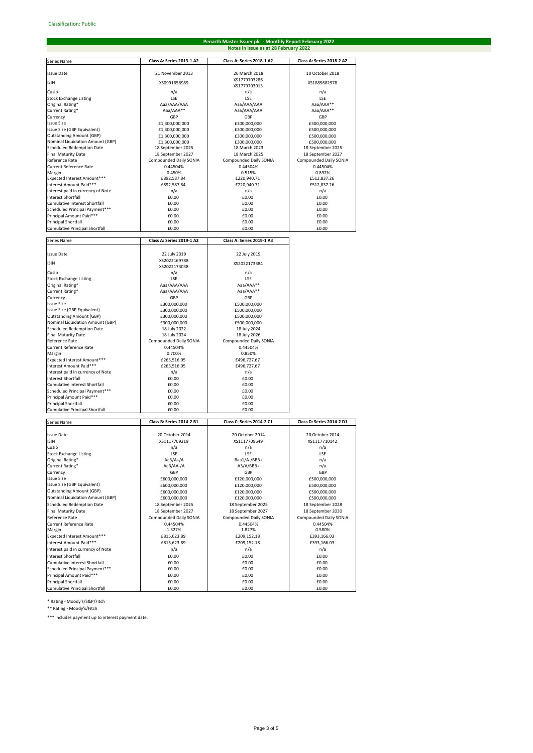Classification: Public

## Penarth Master Issuer plc - Monthly Report February 2022

### Notes in Issue as at 28 February 2022

| Series Name | Class A: Series 2013-1 A2 | Class A: Series 2018-1 A2 | Class A: Series 2018-2 A2 |
|---|---|---|---|
| Issue Date | 21 November 2013 | 26 March 2018 | 10 October 2018 |
| ISIN | XS0991658989 | XS1779703286<br>XS1779703013 | XS1885682978 |
| Cusip | n/a | n/a | n/a |
| Stock Exchange Listing | LSE | LSE | LSE |
| Original Rating* | Aaa/AAA/AAA | Aaa/AAA/AAA | Aaa/AAA** |
| Current Rating* | Aaa/AAA** | Aaa/AAA/AAA | Aaa/AAA** |
| Currency | GBP | GBP | GBP |
| Issue Size | £1,300,000,000 | £300,000,000 | £500,000,000 |
| Issue Size (GBP Equivalent) | £1,300,000,000 | £300,000,000 | £500,000,000 |
| Outstanding Amount (GBP) | £1,300,000,000 | £300,000,000 | £500,000,000 |
| Nominal Liquidation Amount (GBP) | £1,300,000,000 | £300,000,000 | £500,000,000 |
| Scheduled Redemption Date | 18 September 2025 | 18 March 2023 | 18 September 2025 |
| Final Maturity Date | 18 September 2027 | 18 March 2025 | 18 September 2027 |
| Reference Rate | Compounded Daily SONIA | Compounded Daily SONIA | Compounded Daily SONIA |
| Current Reference Rate | 0.44504% | 0.44504% | 0.44504% |
| Margin | 0.450% | 0.515% | 0.892% |
| Expected Interest Amount*** | £892,587.84 | £220,940.71 | £512,837.26 |
| Interest Amount Paid*** | £892,587.84 | £220,940.71 | £512,837.26 |
| Interest paid in currency of Note | n/a | n/a | n/a |
| Interest Shortfall | £0.00 | £0.00 | £0.00 |
| Cumulative Interest Shortfall | £0.00 | £0.00 | £0.00 |
| Scheduled Principal Payment*** | £0.00 | £0.00 | £0.00 |
| Principal Amount Paid*** | £0.00 | £0.00 | £0.00 |
| Principal Shortfall | £0.00 | £0.00 | £0.00 |
| Cumulative Principal Shortfall | £0.00 | £0.00 | £0.00 |

| Series Name | Class A: Series 2019-1 A2 | Class A: Series 2019-1 A3 |
|---|---|---|
| Issue Date | 22 July 2019 | 22 July 2019 |
| ISIN | XS2022169788<br>XS2022173038 | XS2022173384 |
| Cusip | n/a | n/a |
| Stock Exchange Listing | LSE | LSE |
| Original Rating* | Aaa/AAA/AAA | Aaa/AAA** |
| Current Rating* | Aaa/AAA/AAA | Aaa/AAA** |
| Currency | GBP | GBP |
| Issue Size | £300,000,000 | £500,000,000 |
| Issue Size (GBP Equivalent) | £300,000,000 | £500,000,000 |
| Outstanding Amount (GBP) | £300,000,000 | £500,000,000 |
| Nominal Liquidation Amount (GBP) | £300,000,000 | £500,000,000 |
| Scheduled Redemption Date | 18 July 2022 | 18 July 2024 |
| Final Maturity Date | 18 July 2024 | 18 July 2026 |
| Reference Rate | Compounded Daily SONIA | Compounded Daily SONIA |
| Current Reference Rate | 0.44504% | 0.44504% |
| Margin | 0.700% | 0.850% |
| Expected Interest Amount*** | £263,516.05 | £496,727.67 |
| Interest Amount Paid*** | £263,516.05 | £496,727.67 |
| Interest paid in currency of Note | n/a | n/a |
| Interest Shortfall | £0.00 | £0.00 |
| Cumulative Interest Shortfall | £0.00 | £0.00 |
| Scheduled Principal Payment*** | £0.00 | £0.00 |
| Principal Amount Paid*** | £0.00 | £0.00 |
| Principal Shortfall | £0.00 | £0.00 |
| Cumulative Principal Shortfall | £0.00 | £0.00 |

| Series Name | Class B: Series 2014-2 B1 | Class C: Series 2014-2 C1 | Class D: Series 2014-2 D1 |
|---|---|---|---|
| Issue Date | 20 October 2014 | 20 October 2014 | 20 October 2014 |
| ISIN | XS1117709219 | XS1117709649 | XS1117710142 |
| Cusip | n/a | n/a | n/a |
| Stock Exchange Listing | LSE | LSE | LSE |
| Original Rating* | Aa3/A+/A | Baa1/A-/BBB+ | n/a |
| Current Rating* | Aa3/AA-/A | A3/A/BBB+ | n/a |
| Currency | GBP | GBP | GBP |
| Issue Size | £600,000,000 | £120,000,000 | £500,000,000 |
| Issue Size (GBP Equivalent) | £600,000,000 | £120,000,000 | £500,000,000 |
| Outstanding Amount (GBP) | £600,000,000 | £120,000,000 | £500,000,000 |
| Nominal Liquidation Amount (GBP) | £600,000,000 | £120,000,000 | £500,000,000 |
| Scheduled Redemption Date | 18 September 2025 | 18 September 2025 | 18 September 2028 |
| Final Maturity Date | 18 September 2027 | 18 September 2027 | 18 September 2030 |
| Reference Rate | Compounded Daily SONIA | Compounded Daily SONIA | Compounded Daily SONIA |
| Current Reference Rate | 0.44504% | 0.44504% | 0.44504% |
| Margin | 1.327% | 1.827% | 0.580% |
| Expected Interest Amount*** | £815,623.89 | £209,152.18 | £393,166.03 |
| Interest Amount Paid*** | £815,623.89 | £209,152.18 | £393,166.03 |
| Interest paid in currency of Note | n/a | n/a | n/a |
| Interest Shortfall | £0.00 | £0.00 | £0.00 |
| Cumulative Interest Shortfall | £0.00 | £0.00 | £0.00 |
| Scheduled Principal Payment*** | £0.00 | £0.00 | £0.00 |
| Principal Amount Paid*** | £0.00 | £0.00 | £0.00 |
| Principal Shortfall | £0.00 | £0.00 | £0.00 |
| Cumulative Principal Shortfall | £0.00 | £0.00 | £0.00 |

\* Rating - Moody's/S&P/Fitch

\** Rating - Moody's/Fitch

\*** Includes payment up to interest payment date.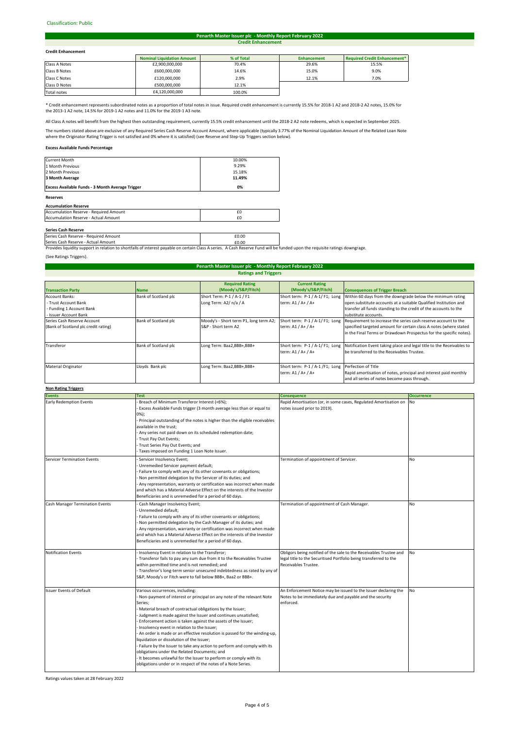Classification: Public

## Penarth Master Issuer plc - Monthly Report February 2022
### Credit Enhancement

**Credit Enhancement**

| | Nominal Liquidation Amount | % of Total | Enhancement | Required Credit Enhancement* |
|---|---|---|---|---|
| Class A Notes | £2,900,000,000 | 70.4% | 29.6% | 15.5% |
| Class B Notes | £600,000,000 | 14.6% | 15.0% | 9.0% |
| Class C Notes | £120,000,000 | 2.9% | 12.1% | 7.0% |
| Class D Notes | £500,000,000 | 12.1% | | |
| Total notes | £4,120,000,000 | 100.0% | | |

* Credit enhancement represents subordinated notes as a proportion of total notes in issue. Required credit enhancement is currently 15.5% for 2018-1 A2 and 2018-2 A2 notes, 15.0% for the 2013-1 A2 note, 14.5% for 2019-1 A2 notes and 11.0% for the 2019-1 A3 note.

All Class A notes will benefit from the highest then outstanding requirement, currently 15.5% credit enhancement until the 2018-2 A2 note redeems, which is expected in September 2025.

The numbers stated above are exclusive of any Required Series Cash Reserve Account Amount, where applicable (typically 3.77% of the Nominal Liquidation Amount of the Related Loan Note where the Originator Rating Trigger is not satisfied and 0% where it is satisfied) (see Reserve and Step-Up Triggers section below).

**Excess Available Funds Percentage**

| | |
|---|---|
| Current Month | 10.00% |
| 1 Month Previous | 9.29% |
| 2 Month Previous | 15.18% |
| **3 Month Average** | **11.49%** |
| **Excess Available Funds - 3 Month Average Trigger** | **0%** |

**Reserves**

**Accumulation Reserve**

| | |
|---|---|
| Accumulation Reserve - Required Amount | £0 |
| Accumulation Reserve - Actual Amount | £0 |

**Series Cash Reserve**

| | |
|---|---|
| Series Cash Reserve - Required Amount | £0.00 |
| Series Cash Reserve - Actual Amount | £0.00 |

Provides liquidity support in relation to shortfalls of interest payable on certain Class A series. A Cash Reserve Fund will be funded upon the requisite ratings downgrage.

(See Ratings Triggers).

## Penarth Master Issuer plc - Monthly Report February 2022
### Ratings and Triggers

| Transaction Party | Name | Required Rating (Moody's/S&P/Fitch) | Current Rating (Moody's/S&P/Fitch) | Consequences of Trigger Breach |
|---|---|---|---|---|
| Account Banks: - Trust Account Bank - Funding 1 Account Bank - Issuer Account Bank | Bank of Scotland plc | Short Term: P-1 / A-1 / F1 Long Term: A2/ n/a / A | Short term: P-1 / A-1/ F1; Long term: A1 / A+ / A+ | Within 60 days from the downgrade below the minimum rating open substitute accounts at a suitable Qualified Institution and transfer all funds standing to the credit of the accounts to the substitute accounts. |
| Series Cash Reserve Account (Bank of Scotland plc credit rating) | Bank of Scotland plc | Moody's - Short term P1, long term A2; S&P - Short term A2 | Short term: P-1 / A-1/ F1; Long term: A1 / A+ / A+ | Requirement to increase the series cash reserve account to the specified targeted amount for certain class A notes (where stated in the Final Terms or Drawdown Prospectus for the specific notes). |
| Transferor | Bank of Scotland plc | Long Term: Baa2,BBB+,BBB+ | Short term: P-1 / A-1/ F1; Long term: A1 / A+ / A+ | Notification Event taking place and legal title to the Receivables to be transferred to the Receivables Trustee. |
| Material Originator | Lloyds Bank plc | Long Term: Baa2,BBB+,BBB+ | Short term: P-1 / A-1 /F1; Long term: A1 / A+ / A+ | Perfection of Title Rapid amortisation of notes, principal and interest paid monthly and all series of notes become pass through. |

**Non Rating Triggers**

| Events | Test | Consequence | Occurrence |
|---|---|---|---|
| Early Redemption Events | - Breach of Minimum Transferor Interest (<6%); - Excess Available Funds trigger (3 month average less than or equal to 0%); - Principal outstanding of the notes is higher than the eligible receivables available in the trust; - Any series not paid down on its scheduled redemption date; - Trust Pay Out Events; - Trust Series Pay Out Events; and - Taxes imposed on Funding 1 Loan Note Issuer. | Rapid Amortisation (or, in some cases, Regulated Amortisation on notes issued prior to 2019). | No |
| Servicer Termination Events | - Servicer Insolvency Event; - Unremedied Servicer payment default; - Failure to comply with any of its other covenants or obligations; - Non permitted delegation by the Servicer of its duties; and - Any representation, warranty or certification was incorrect when made and which has a Material Adverse Effect on the interests of the Investor Beneficiaries and is unremedied for a period of 60 days. | Termination of appointment of Servicer. | No |
| Cash Manager Termination Events | - Cash Manager Insolvency Event; - Unremedied default; - Failure to comply with any of its other covenants or obligations; - Non permitted delegation by the Cash Manager of its duties; and - Any representation, warranty or certification was incorrect when made and which has a Material Adverse Effect on the interests of the Investor Beneficiaries and is unremedied for a period of 60 days. | Termination of appointment of Cash Manager. | No |
| Notification Events | - Insolvency Event in relation to the Transferor; - Transferor fails to pay any sum due from it to the Receivables Trustee within permitted time and is not remedied; and - Transferor's long-term senior unsecured indebtedness as rated by any of S&P, Moody's or Fitch were to fall below BBB+, Baa2 or BBB+. | Obligors being notified of the sale to the Receivables Trustee and legal title to the Securitised Portfolio being transferred to the Receivables Trustee. | No |
| Issuer Events of Default | Various occurrences, including: - Non-payment of interest or principal on any note of the relevant Note Series; - Material breach of contractual obligations by the Issuer; - Judgment is made against the Issuer and continues unsatisfied; - Enforcement action is taken against the assets of the Issuer; - Insolvency event in relation to the Issuer; - An order is made or an effective resolution is passed for the winding-up, liquidation or dissolution of the Issuer; - Failure by the Issuer to take any action to perform and comply with its obligations under the Related Documents; and - It becomes unlawful for the Issuer to perform or comply with its obligations under or in respect of the notes of a Note Series. | An Enforcement Notice may be issued to the Issuer declaring the Notes to be immediately due and payable and the security enforced. | No |

Ratings values taken at 28 February 2022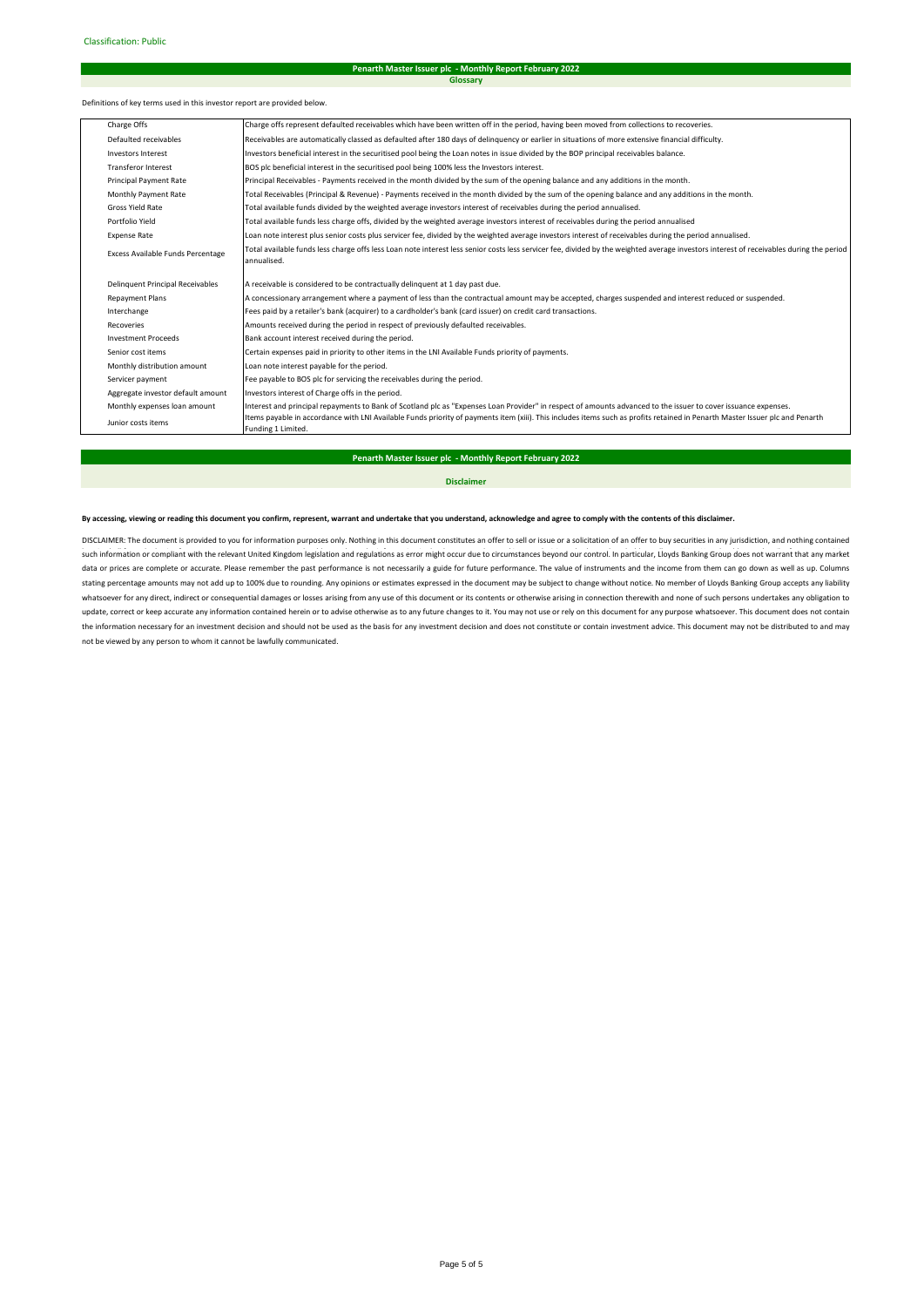Classification: Public

## Penarth Master Issuer plc - Monthly Report February 2022

### Glossary

Definitions of key terms used in this investor report are provided below.

| | |
|---|---|
| Charge Offs | Charge offs represent defaulted receivables which have been written off in the period, having been moved from collections to recoveries. |
| Defaulted receivables | Receivables are automatically classed as defaulted after 180 days of delinquency or earlier in situations of more extensive financial difficulty. |
| Investors Interest | Investors beneficial interest in the securitised pool being the Loan notes in issue divided by the BOP principal receivables balance. |
| Transferor Interest | BOS plc beneficial interest in the securitised pool being 100% less the Investors interest. |
| Principal Payment Rate | Principal Receivables - Payments received in the month divided by the sum of the opening balance and any additions in the month. |
| Monthly Payment Rate | Total Receivables (Principal & Revenue) - Payments received in the month divided by the sum of the opening balance and any additions in the month. |
| Gross Yield Rate | Total available funds divided by the weighted average investors interest of receivables during the period annualised. |
| Portfolio Yield | Total available funds less charge offs, divided by the weighted average investors interest of receivables during the period annualised |
| Expense Rate | Loan note interest plus senior costs plus servicer fee, divided by the weighted average investors interest of receivables during the period annualised. |
| Excess Available Funds Percentage | Total available funds less charge offs less Loan note interest less senior costs less servicer fee, divided by the weighted average investors interest of receivables during the period annualised. |
| Delinquent Principal Receivables | A receivable is considered to be contractually delinquent at 1 day past due. |
| Repayment Plans | A concessionary arrangement where a payment of less than the contractual amount may be accepted, charges suspended and interest reduced or suspended. |
| Interchange | Fees paid by a retailer's bank (acquirer) to a cardholder's bank (card issuer) on credit card transactions. |
| Recoveries | Amounts received during the period in respect of previously defaulted receivables. |
| Investment Proceeds | Bank account interest received during the period. |
| Senior cost items | Certain expenses paid in priority to other items in the LNI Available Funds priority of payments. |
| Monthly distribution amount | Loan note interest payable for the period. |
| Servicer payment | Fee payable to BOS plc for servicing the receivables during the period. |
| Aggregate investor default amount | Investors interest of Charge offs in the period. |
| Monthly expenses loan amount | Interest and principal repayments to Bank of Scotland plc as "Expenses Loan Provider" in respect of amounts advanced to the issuer to cover issuance expenses. |
| Junior costs items | Items payable in accordance with LNI Available Funds priority of payments item (xiii). This includes items such as profits retained in Penarth Master Issuer plc and Penarth Funding 1 Limited. |

## Penarth Master Issuer plc - Monthly Report February 2022

### Disclaimer

**By accessing, viewing or reading this document you confirm, represent, warrant and undertake that you understand, acknowledge and agree to comply with the contents of this disclaimer.**

DISCLAIMER: The document is provided to you for information purposes only. Nothing in this document constitutes an offer to sell or issue or a solicitation of an offer to buy securities in any jurisdiction, and nothing contained such information or compliant with the relevant United Kingdom legislation and regulations as error might occur due to circumstances beyond our control. In particular, Lloyds Banking Group does not warrant that any market data or prices are complete or accurate. Please remember the past performance is not necessarily a guide for future performance. The value of instruments and the income from them can go down as well as up. Columns stating percentage amounts may not add up to 100% due to rounding. Any opinions or estimates expressed in the document may be subject to change without notice. No member of Lloyds Banking Group accepts any liability whatsoever for any direct, indirect or consequential damages or losses arising from any use of this document or its contents or otherwise arising in connection therewith and none of such persons undertakes any obligation to update, correct or keep accurate any information contained herein or to advise otherwise as to any future changes to it. You may not use or rely on this document for any purpose whatsoever. This document does not contain the information necessary for an investment decision and should not be used as the basis for any investment decision and does not constitute or contain investment advice. This document may not be distributed to and may not be viewed by any person to whom it cannot be lawfully communicated.